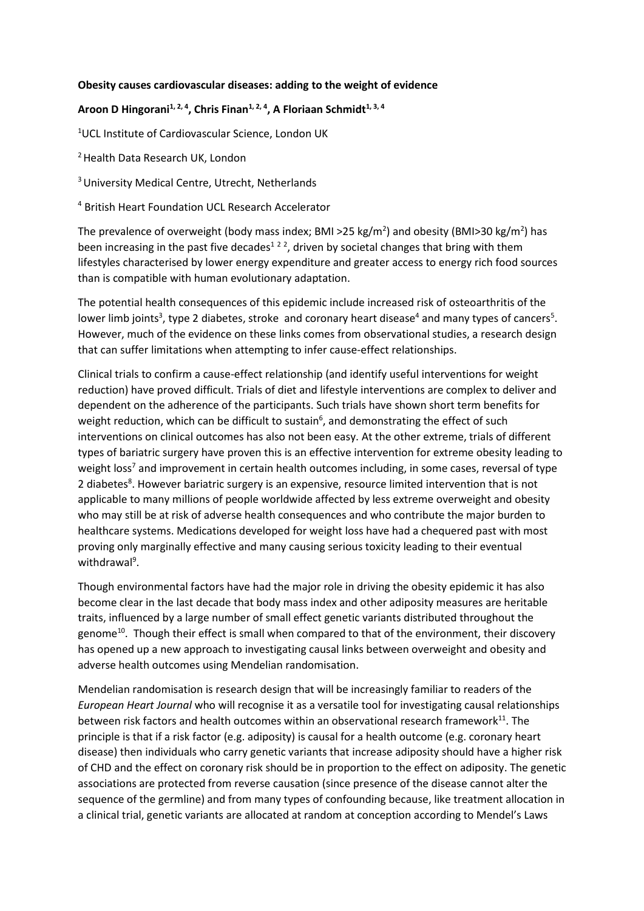**Obesity causes cardiovascular diseases: adding to the weight of evidence**

**Aroon D Hingorani[1, 2, 4], Chris Finan[1, 2, 4], A Floriaan Schmidt[1, 3, 4]**

[1]UCL Institute of Cardiovascular Science, London UK

[2] Health Data Research UK, London

[3] University Medical Centre, Utrecht, Netherlands

[4] British Heart Foundation UCL Research Accelerator

The prevalence of overweight (body mass index; BMI >25 kg/m$^2$) and obesity (BMI>30 kg/m$^2$) has been increasing in the past five decades[1 2 2], driven by societal changes that bring with them lifestyles characterised by lower energy expenditure and greater access to energy rich food sources than is compatible with human evolutionary adaptation.

The potential health consequences of this epidemic include increased risk of osteoarthritis of the lower limb joints[3], type 2 diabetes, stroke and coronary heart disease[4] and many types of cancers[5]. However, much of the evidence on these links comes from observational studies, a research design that can suffer limitations when attempting to infer cause-effect relationships.

Clinical trials to confirm a cause-effect relationship (and identify useful interventions for weight reduction) have proved difficult. Trials of diet and lifestyle interventions are complex to deliver and dependent on the adherence of the participants. Such trials have shown short term benefits for weight reduction, which can be difficult to sustain[6], and demonstrating the effect of such interventions on clinical outcomes has also not been easy. At the other extreme, trials of different types of bariatric surgery have proven this is an effective intervention for extreme obesity leading to weight loss[7] and improvement in certain health outcomes including, in some cases, reversal of type 2 diabetes[8]. However bariatric surgery is an expensive, resource limited intervention that is not applicable to many millions of people worldwide affected by less extreme overweight and obesity who may still be at risk of adverse health consequences and who contribute the major burden to healthcare systems. Medications developed for weight loss have had a chequered past with most proving only marginally effective and many causing serious toxicity leading to their eventual withdrawal[9].

Though environmental factors have had the major role in driving the obesity epidemic it has also become clear in the last decade that body mass index and other adiposity measures are heritable traits, influenced by a large number of small effect genetic variants distributed throughout the genome[10]. Though their effect is small when compared to that of the environment, their discovery has opened up a new approach to investigating causal links between overweight and obesity and adverse health outcomes using Mendelian randomisation.

Mendelian randomisation is research design that will be increasingly familiar to readers of the *European Heart Journal* who will recognise it as a versatile tool for investigating causal relationships between risk factors and health outcomes within an observational research framework[11]. The principle is that if a risk factor (e.g. adiposity) is causal for a health outcome (e.g. coronary heart disease) then individuals who carry genetic variants that increase adiposity should have a higher risk of CHD and the effect on coronary risk should be in proportion to the effect on adiposity. The genetic associations are protected from reverse causation (since presence of the disease cannot alter the sequence of the germline) and from many types of confounding because, like treatment allocation in a clinical trial, genetic variants are allocated at random at conception according to Mendel's Laws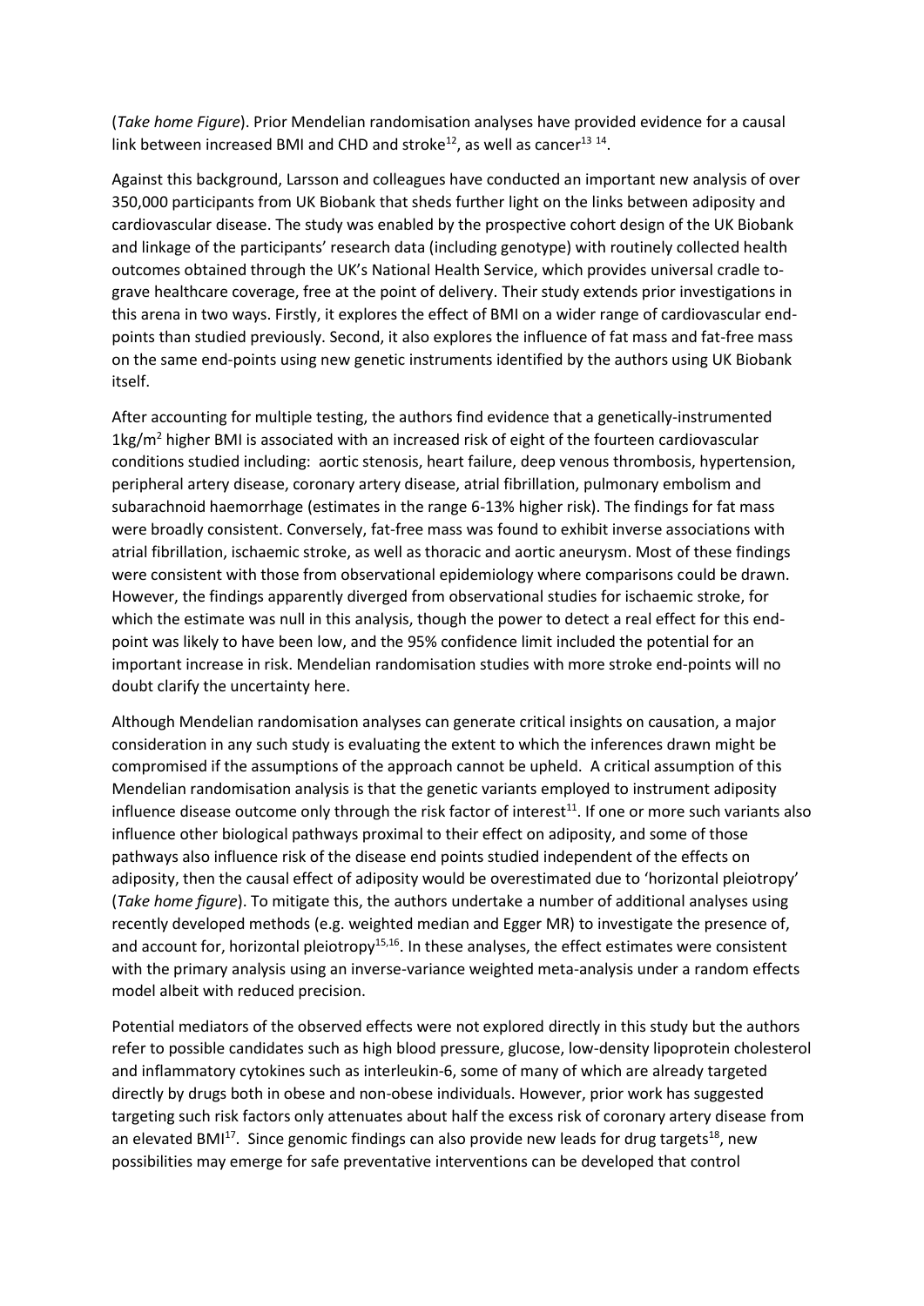(*Take home Figure*). Prior Mendelian randomisation analyses have provided evidence for a causal link between increased BMI and CHD and stroke[12], as well as cancer[13 14].

Against this background, Larsson and colleagues have conducted an important new analysis of over 350,000 participants from UK Biobank that sheds further light on the links between adiposity and cardiovascular disease. The study was enabled by the prospective cohort design of the UK Biobank and linkage of the participants' research data (including genotype) with routinely collected health outcomes obtained through the UK's National Health Service, which provides universal cradle to-grave healthcare coverage, free at the point of delivery. Their study extends prior investigations in this arena in two ways. Firstly, it explores the effect of BMI on a wider range of cardiovascular end-points than studied previously. Second, it also explores the influence of fat mass and fat-free mass on the same end-points using new genetic instruments identified by the authors using UK Biobank itself.

After accounting for multiple testing, the authors find evidence that a genetically-instrumented $1\text{kg/m}^2$ higher BMI is associated with an increased risk of eight of the fourteen cardiovascular conditions studied including: aortic stenosis, heart failure, deep venous thrombosis, hypertension, peripheral artery disease, coronary artery disease, atrial fibrillation, pulmonary embolism and subarachnoid haemorrhage (estimates in the range 6-13% higher risk). The findings for fat mass were broadly consistent. Conversely, fat-free mass was found to exhibit inverse associations with atrial fibrillation, ischaemic stroke, as well as thoracic and aortic aneurysm. Most of these findings were consistent with those from observational epidemiology where comparisons could be drawn. However, the findings apparently diverged from observational studies for ischaemic stroke, for which the estimate was null in this analysis, though the power to detect a real effect for this end-point was likely to have been low, and the 95% confidence limit included the potential for an important increase in risk. Mendelian randomisation studies with more stroke end-points will no doubt clarify the uncertainty here.

Although Mendelian randomisation analyses can generate critical insights on causation, a major consideration in any such study is evaluating the extent to which the inferences drawn might be compromised if the assumptions of the approach cannot be upheld. A critical assumption of this Mendelian randomisation analysis is that the genetic variants employed to instrument adiposity influence disease outcome only through the risk factor of interest[11]. If one or more such variants also influence other biological pathways proximal to their effect on adiposity, and some of those pathways also influence risk of the disease end points studied independent of the effects on adiposity, then the causal effect of adiposity would be overestimated due to 'horizontal pleiotropy' (*Take home figure*). To mitigate this, the authors undertake a number of additional analyses using recently developed methods (e.g. weighted median and Egger MR) to investigate the presence of, and account for, horizontal pleiotropy[15,16]. In these analyses, the effect estimates were consistent with the primary analysis using an inverse-variance weighted meta-analysis under a random effects model albeit with reduced precision.

Potential mediators of the observed effects were not explored directly in this study but the authors refer to possible candidates such as high blood pressure, glucose, low-density lipoprotein cholesterol and inflammatory cytokines such as interleukin-6, some of many of which are already targeted directly by drugs both in obese and non-obese individuals. However, prior work has suggested targeting such risk factors only attenuates about half the excess risk of coronary artery disease from an elevated BMI[17]. Since genomic findings can also provide new leads for drug targets[18], new possibilities may emerge for safe preventative interventions can be developed that control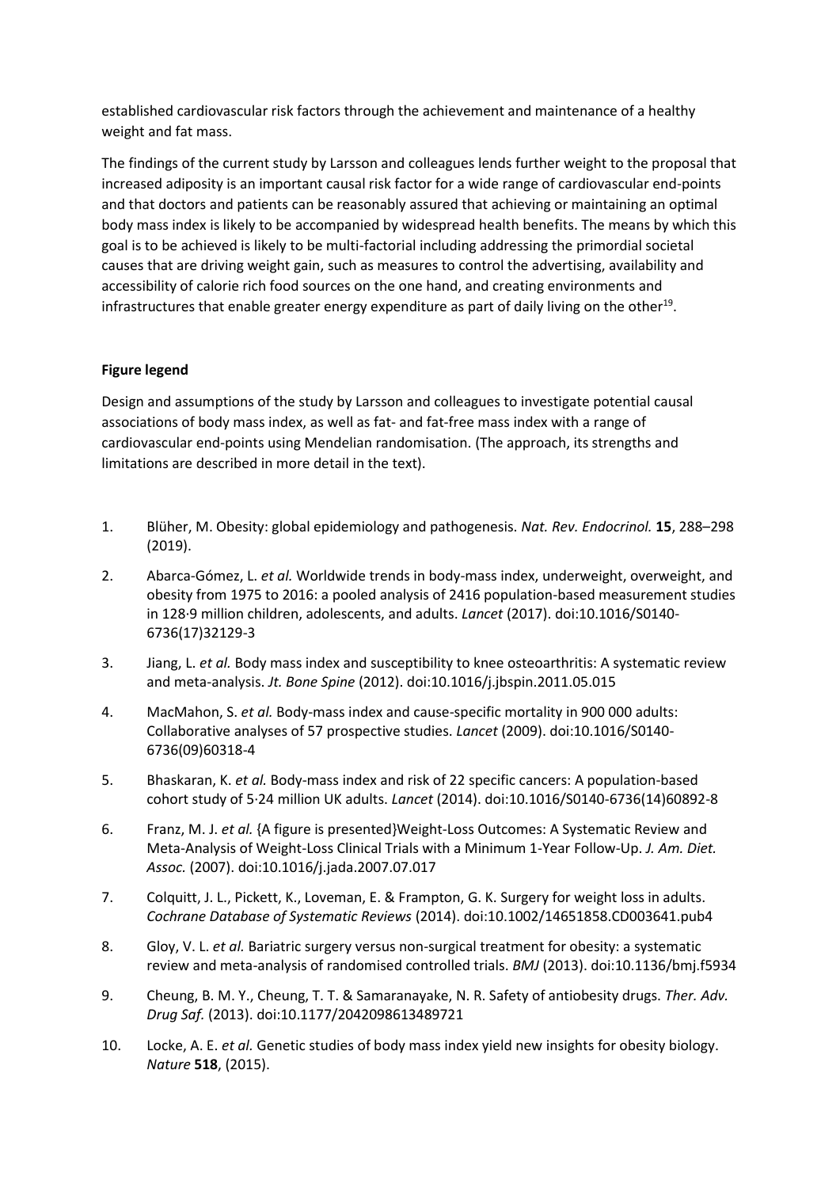established cardiovascular risk factors through the achievement and maintenance of a healthy weight and fat mass.

The findings of the current study by Larsson and colleagues lends further weight to the proposal that increased adiposity is an important causal risk factor for a wide range of cardiovascular end-points and that doctors and patients can be reasonably assured that achieving or maintaining an optimal body mass index is likely to be accompanied by widespread health benefits. The means by which this goal is to be achieved is likely to be multi-factorial including addressing the primordial societal causes that are driving weight gain, such as measures to control the advertising, availability and accessibility of calorie rich food sources on the one hand, and creating environments and infrastructures that enable greater energy expenditure as part of daily living on the other[19].

**Figure legend**

Design and assumptions of the study by Larsson and colleagues to investigate potential causal associations of body mass index, as well as fat- and fat-free mass index with a range of cardiovascular end-points using Mendelian randomisation. (The approach, its strengths and limitations are described in more detail in the text).

1. Blüher, M. Obesity: global epidemiology and pathogenesis. *Nat. Rev. Endocrinol.* **15**, 288–298 (2019).
2. Abarca-Gómez, L. *et al.* Worldwide trends in body-mass index, underweight, overweight, and obesity from 1975 to 2016: a pooled analysis of 2416 population-based measurement studies in 128·9 million children, adolescents, and adults. *Lancet* (2017). doi:10.1016/S0140-6736(17)32129-3
3. Jiang, L. *et al.* Body mass index and susceptibility to knee osteoarthritis: A systematic review and meta-analysis. *Jt. Bone Spine* (2012). doi:10.1016/j.jbspin.2011.05.015
4. MacMahon, S. *et al.* Body-mass index and cause-specific mortality in 900 000 adults: Collaborative analyses of 57 prospective studies. *Lancet* (2009). doi:10.1016/S0140-6736(09)60318-4
5. Bhaskaran, K. *et al.* Body-mass index and risk of 22 specific cancers: A population-based cohort study of 5·24 million UK adults. *Lancet* (2014). doi:10.1016/S0140-6736(14)60892-8
6. Franz, M. J. *et al.* {A figure is presented}Weight-Loss Outcomes: A Systematic Review and Meta-Analysis of Weight-Loss Clinical Trials with a Minimum 1-Year Follow-Up. *J. Am. Diet. Assoc.* (2007). doi:10.1016/j.jada.2007.07.017
7. Colquitt, J. L., Pickett, K., Loveman, E. & Frampton, G. K. Surgery for weight loss in adults. *Cochrane Database of Systematic Reviews* (2014). doi:10.1002/14651858.CD003641.pub4
8. Gloy, V. L. *et al.* Bariatric surgery versus non-surgical treatment for obesity: a systematic review and meta-analysis of randomised controlled trials. *BMJ* (2013). doi:10.1136/bmj.f5934
9. Cheung, B. M. Y., Cheung, T. T. & Samaranayake, N. R. Safety of antiobesity drugs. *Ther. Adv. Drug Saf.* (2013). doi:10.1177/2042098613489721
10. Locke, A. E. *et al.* Genetic studies of body mass index yield new insights for obesity biology. *Nature* **518**, (2015).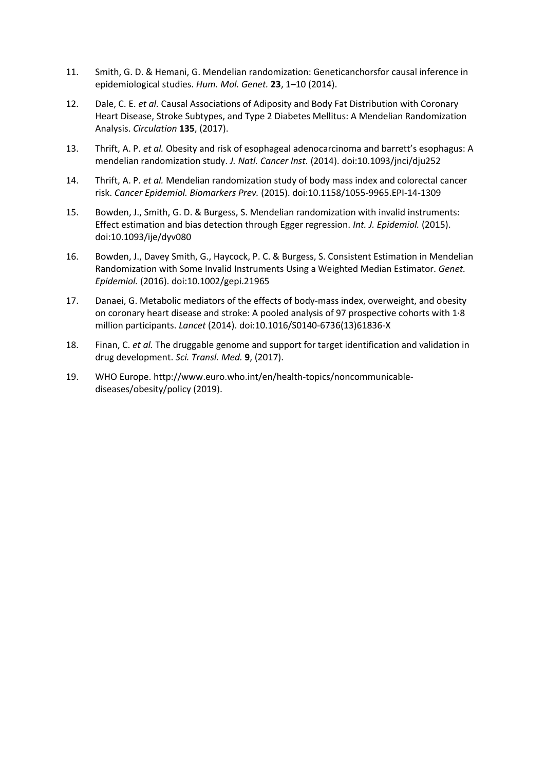11. Smith, G. D. & Hemani, G. Mendelian randomization: Geneticanchorsfor causal inference in epidemiological studies. *Hum. Mol. Genet.* **23**, 1–10 (2014).

12. Dale, C. E. *et al.* Causal Associations of Adiposity and Body Fat Distribution with Coronary Heart Disease, Stroke Subtypes, and Type 2 Diabetes Mellitus: A Mendelian Randomization Analysis. *Circulation* **135**, (2017).

13. Thrift, A. P. *et al.* Obesity and risk of esophageal adenocarcinoma and barrett's esophagus: A mendelian randomization study. *J. Natl. Cancer Inst.* (2014). doi:10.1093/jnci/dju252

14. Thrift, A. P. *et al.* Mendelian randomization study of body mass index and colorectal cancer risk. *Cancer Epidemiol. Biomarkers Prev.* (2015). doi:10.1158/1055-9965.EPI-14-1309

15. Bowden, J., Smith, G. D. & Burgess, S. Mendelian randomization with invalid instruments: Effect estimation and bias detection through Egger regression. *Int. J. Epidemiol.* (2015). doi:10.1093/ije/dyv080

16. Bowden, J., Davey Smith, G., Haycock, P. C. & Burgess, S. Consistent Estimation in Mendelian Randomization with Some Invalid Instruments Using a Weighted Median Estimator. *Genet. Epidemiol.* (2016). doi:10.1002/gepi.21965

17. Danaei, G. Metabolic mediators of the effects of body-mass index, overweight, and obesity on coronary heart disease and stroke: A pooled analysis of 97 prospective cohorts with 1·8 million participants. *Lancet* (2014). doi:10.1016/S0140-6736(13)61836-X

18. Finan, C. *et al.* The druggable genome and support for target identification and validation in drug development. *Sci. Transl. Med.* **9**, (2017).

19. WHO Europe. http://www.euro.who.int/en/health-topics/noncommunicable-diseases/obesity/policy (2019).